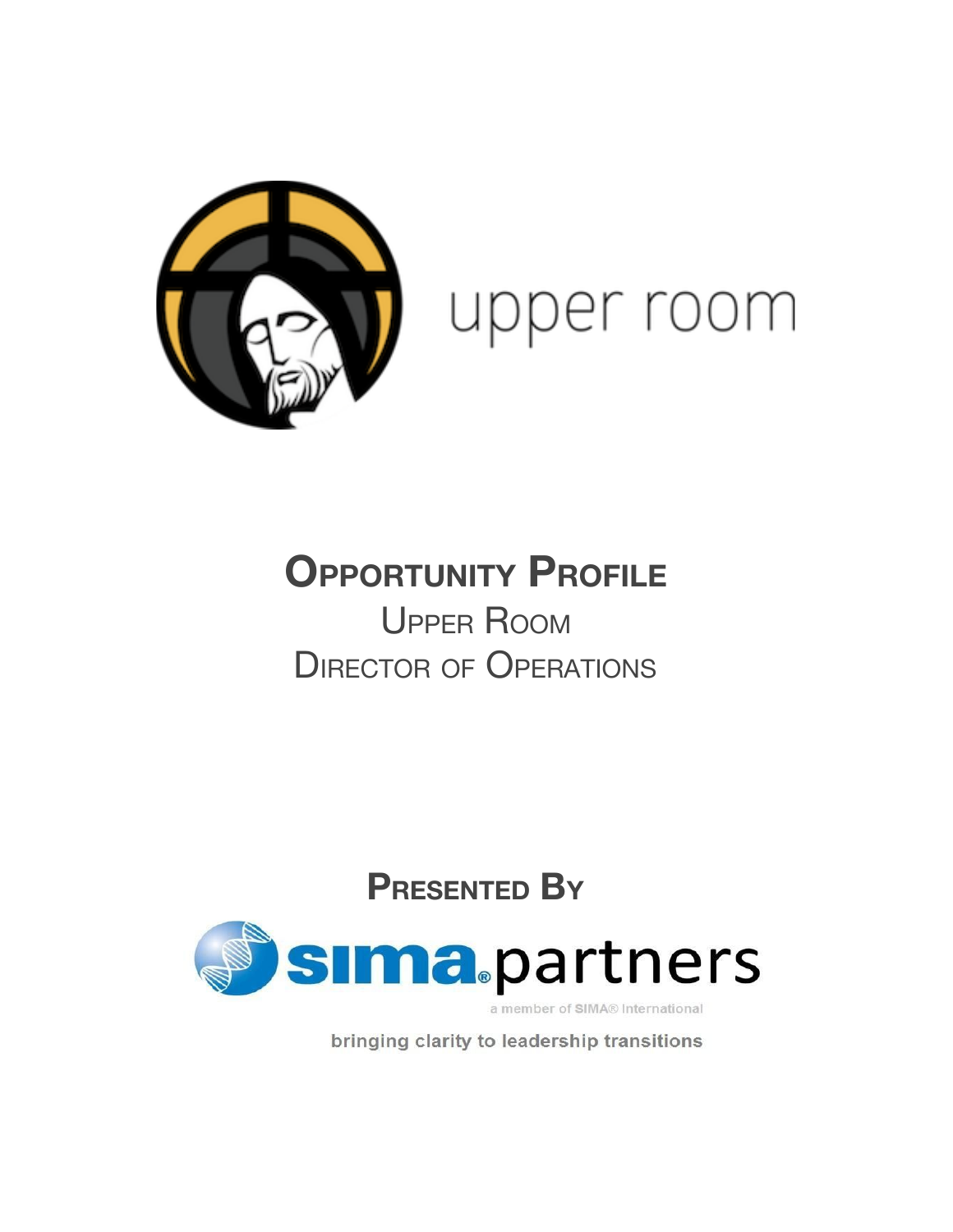upper room

# Opportunity Profile

Upper Room

Director of Operations

## Presented By

sima.partners

a member of SIMA® International

bringing clarity to leadership transitions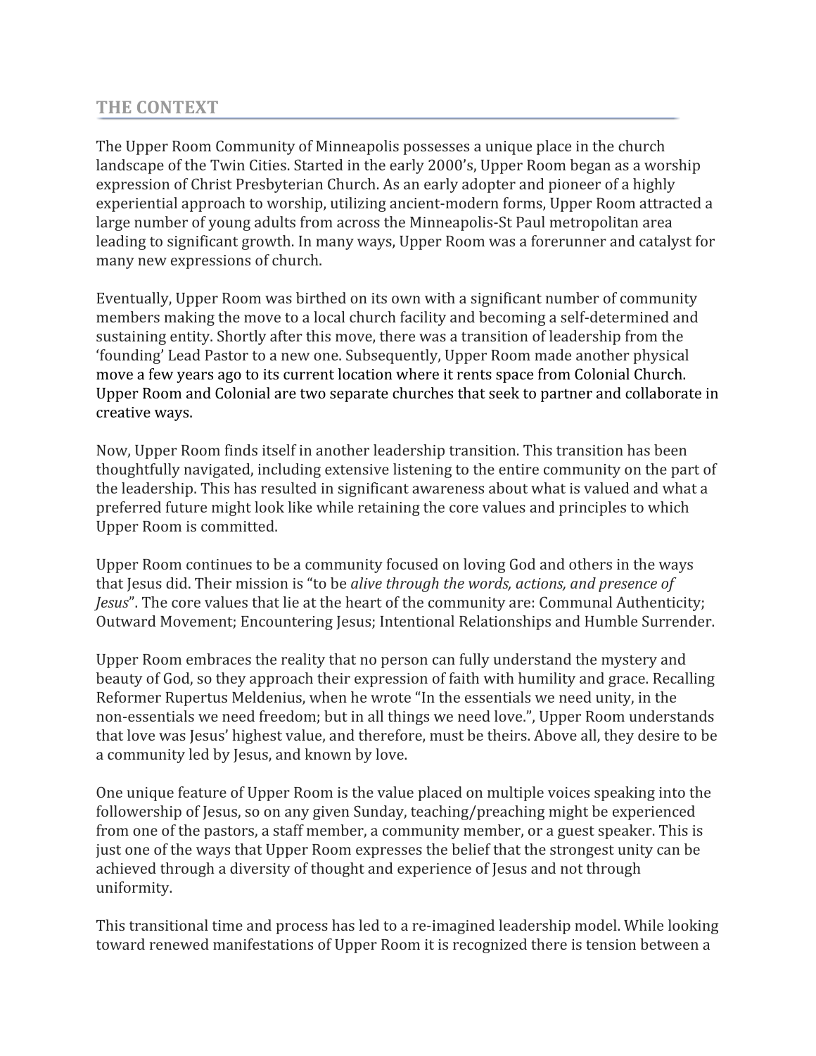## THE CONTEXT

The Upper Room Community of Minneapolis possesses a unique place in the church landscape of the Twin Cities. Started in the early 2000's, Upper Room began as a worship expression of Christ Presbyterian Church. As an early adopter and pioneer of a highly experiential approach to worship, utilizing ancient-modern forms, Upper Room attracted a large number of young adults from across the Minneapolis-St Paul metropolitan area leading to significant growth. In many ways, Upper Room was a forerunner and catalyst for many new expressions of church.

Eventually, Upper Room was birthed on its own with a significant number of community members making the move to a local church facility and becoming a self-determined and sustaining entity. Shortly after this move, there was a transition of leadership from the 'founding' Lead Pastor to a new one. Subsequently, Upper Room made another physical move a few years ago to its current location where it rents space from Colonial Church. Upper Room and Colonial are two separate churches that seek to partner and collaborate in creative ways.

Now, Upper Room finds itself in another leadership transition. This transition has been thoughtfully navigated, including extensive listening to the entire community on the part of the leadership. This has resulted in significant awareness about what is valued and what a preferred future might look like while retaining the core values and principles to which Upper Room is committed.

Upper Room continues to be a community focused on loving God and others in the ways that Jesus did. Their mission is "to be *alive through the words, actions, and presence of Jesus*". The core values that lie at the heart of the community are: Communal Authenticity; Outward Movement; Encountering Jesus; Intentional Relationships and Humble Surrender.

Upper Room embraces the reality that no person can fully understand the mystery and beauty of God, so they approach their expression of faith with humility and grace. Recalling Reformer Rupertus Meldenius, when he wrote "In the essentials we need unity, in the non-essentials we need freedom; but in all things we need love.", Upper Room understands that love was Jesus' highest value, and therefore, must be theirs. Above all, they desire to be a community led by Jesus, and known by love.

One unique feature of Upper Room is the value placed on multiple voices speaking into the followership of Jesus, so on any given Sunday, teaching/preaching might be experienced from one of the pastors, a staff member, a community member, or a guest speaker. This is just one of the ways that Upper Room expresses the belief that the strongest unity can be achieved through a diversity of thought and experience of Jesus and not through uniformity.

This transitional time and process has led to a re-imagined leadership model. While looking toward renewed manifestations of Upper Room it is recognized there is tension between a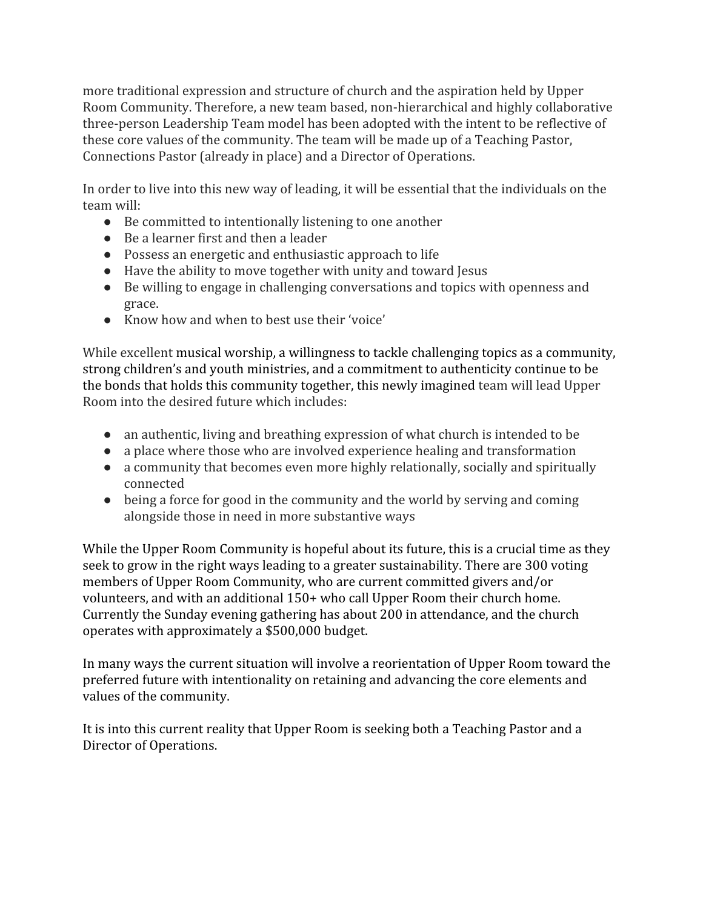more traditional expression and structure of church and the aspiration held by Upper Room Community. Therefore, a new team based, non-hierarchical and highly collaborative three-person Leadership Team model has been adopted with the intent to be reflective of these core values of the community. The team will be made up of a Teaching Pastor, Connections Pastor (already in place) and a Director of Operations.

In order to live into this new way of leading, it will be essential that the individuals on the team will:

- Be committed to intentionally listening to one another
- Be a learner first and then a leader
- Possess an energetic and enthusiastic approach to life
- Have the ability to move together with unity and toward Jesus
- Be willing to engage in challenging conversations and topics with openness and grace.
- Know how and when to best use their 'voice'

While excellent musical worship, a willingness to tackle challenging topics as a community, strong children's and youth ministries, and a commitment to authenticity continue to be the bonds that holds this community together, this newly imagined team will lead Upper Room into the desired future which includes:

- an authentic, living and breathing expression of what church is intended to be
- a place where those who are involved experience healing and transformation
- a community that becomes even more highly relationally, socially and spiritually connected
- being a force for good in the community and the world by serving and coming alongside those in need in more substantive ways

While the Upper Room Community is hopeful about its future, this is a crucial time as they seek to grow in the right ways leading to a greater sustainability. There are 300 voting members of Upper Room Community, who are current committed givers and/or volunteers, and with an additional 150+ who call Upper Room their church home. Currently the Sunday evening gathering has about 200 in attendance, and the church operates with approximately a $500,000 budget.

In many ways the current situation will involve a reorientation of Upper Room toward the preferred future with intentionality on retaining and advancing the core elements and values of the community.

It is into this current reality that Upper Room is seeking both a Teaching Pastor and a Director of Operations.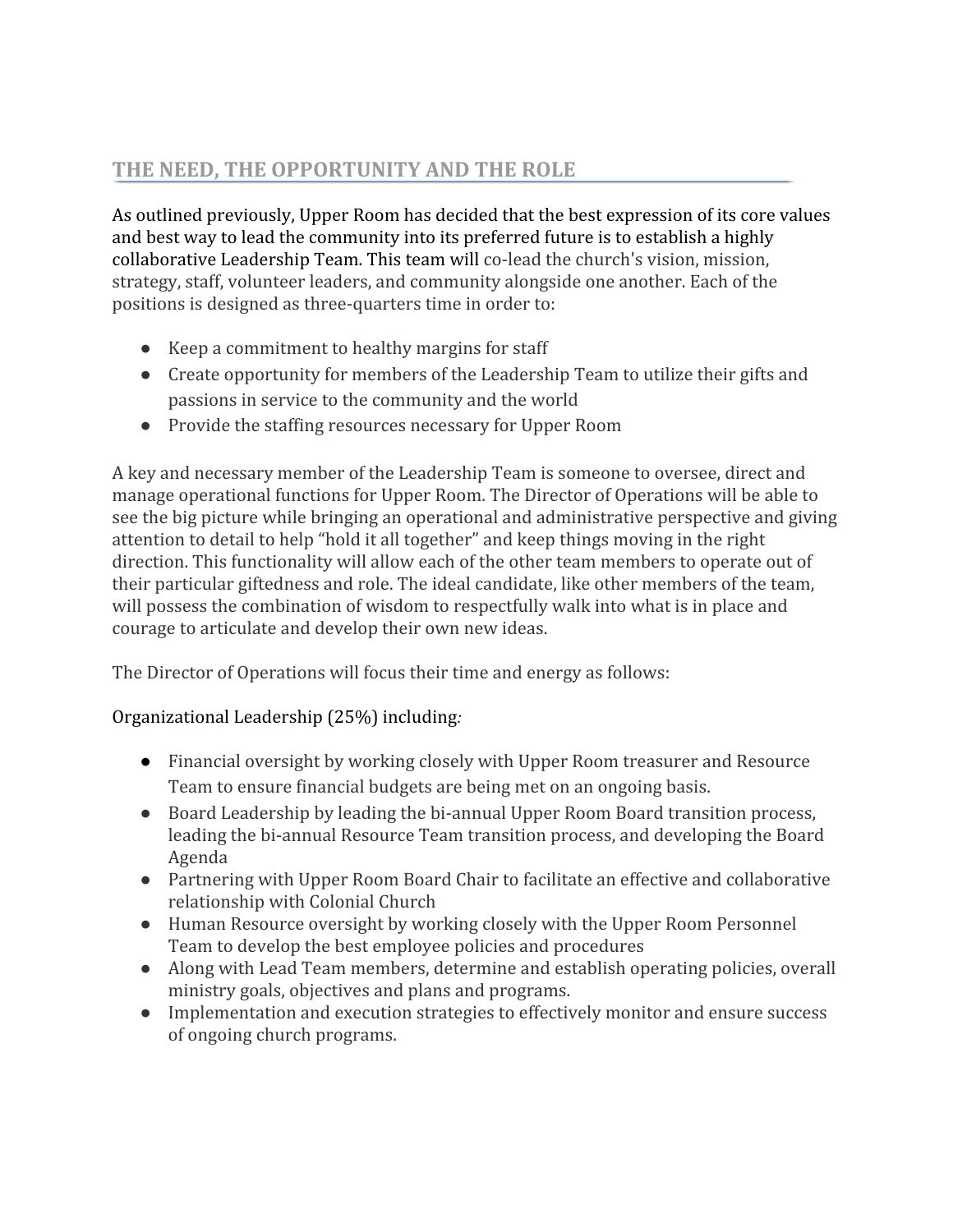## THE NEED, THE OPPORTUNITY AND THE ROLE

As outlined previously, Upper Room has decided that the best expression of its core values and best way to lead the community into its preferred future is to establish a highly collaborative Leadership Team. This team will co-lead the church's vision, mission, strategy, staff, volunteer leaders, and community alongside one another. Each of the positions is designed as three-quarters time in order to:

- Keep a commitment to healthy margins for staff
- Create opportunity for members of the Leadership Team to utilize their gifts and passions in service to the community and the world
- Provide the staffing resources necessary for Upper Room

A key and necessary member of the Leadership Team is someone to oversee, direct and manage operational functions for Upper Room. The Director of Operations will be able to see the big picture while bringing an operational and administrative perspective and giving attention to detail to help "hold it all together" and keep things moving in the right direction. This functionality will allow each of the other team members to operate out of their particular giftedness and role. The ideal candidate, like other members of the team, will possess the combination of wisdom to respectfully walk into what is in place and courage to articulate and develop their own new ideas.

The Director of Operations will focus their time and energy as follows:

Organizational Leadership (25%) including:

- Financial oversight by working closely with Upper Room treasurer and Resource Team to ensure financial budgets are being met on an ongoing basis.
- Board Leadership by leading the bi-annual Upper Room Board transition process, leading the bi-annual Resource Team transition process, and developing the Board Agenda
- Partnering with Upper Room Board Chair to facilitate an effective and collaborative relationship with Colonial Church
- Human Resource oversight by working closely with the Upper Room Personnel Team to develop the best employee policies and procedures
- Along with Lead Team members, determine and establish operating policies, overall ministry goals, objectives and plans and programs.
- Implementation and execution strategies to effectively monitor and ensure success of ongoing church programs.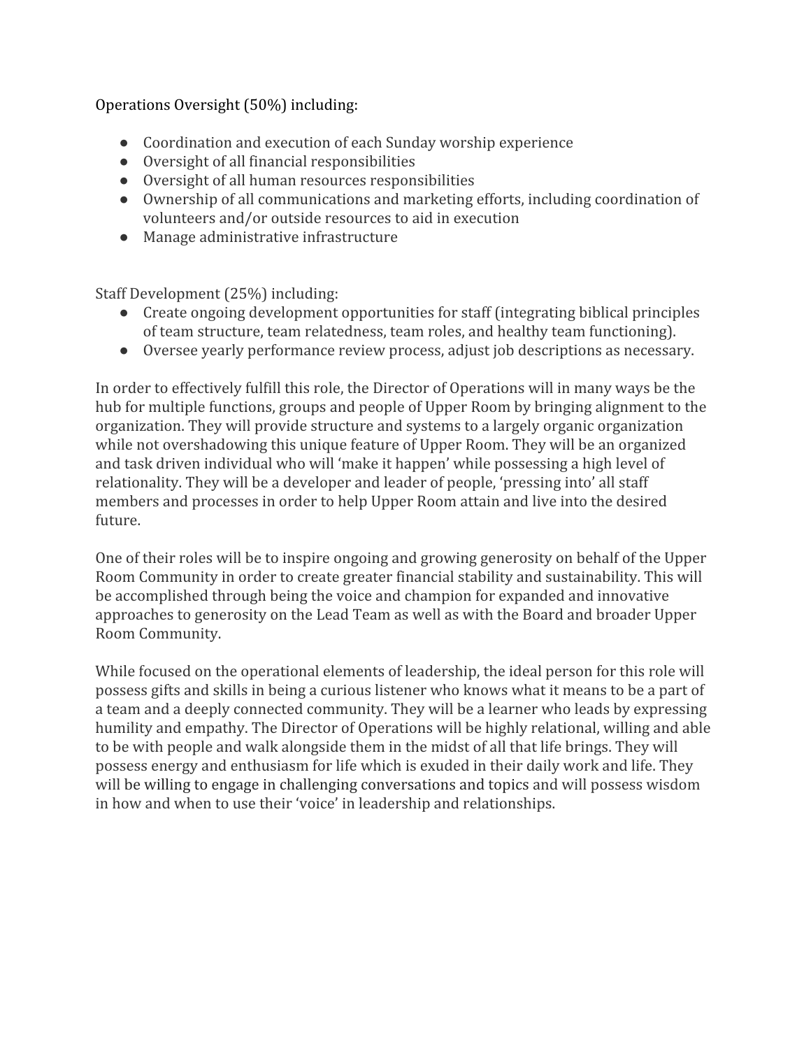Operations Oversight (50%) including:

- Coordination and execution of each Sunday worship experience
- Oversight of all financial responsibilities
- Oversight of all human resources responsibilities
- Ownership of all communications and marketing efforts, including coordination of volunteers and/or outside resources to aid in execution
- Manage administrative infrastructure

Staff Development (25%) including:

- Create ongoing development opportunities for staff (integrating biblical principles of team structure, team relatedness, team roles, and healthy team functioning).
- Oversee yearly performance review process, adjust job descriptions as necessary.

In order to effectively fulfill this role, the Director of Operations will in many ways be the hub for multiple functions, groups and people of Upper Room by bringing alignment to the organization. They will provide structure and systems to a largely organic organization while not overshadowing this unique feature of Upper Room. They will be an organized and task driven individual who will 'make it happen' while possessing a high level of relationality. They will be a developer and leader of people, 'pressing into' all staff members and processes in order to help Upper Room attain and live into the desired future.

One of their roles will be to inspire ongoing and growing generosity on behalf of the Upper Room Community in order to create greater financial stability and sustainability. This will be accomplished through being the voice and champion for expanded and innovative approaches to generosity on the Lead Team as well as with the Board and broader Upper Room Community.

While focused on the operational elements of leadership, the ideal person for this role will possess gifts and skills in being a curious listener who knows what it means to be a part of a team and a deeply connected community. They will be a learner who leads by expressing humility and empathy. The Director of Operations will be highly relational, willing and able to be with people and walk alongside them in the midst of all that life brings. They will possess energy and enthusiasm for life which is exuded in their daily work and life. They will be willing to engage in challenging conversations and topics and will possess wisdom in how and when to use their 'voice' in leadership and relationships.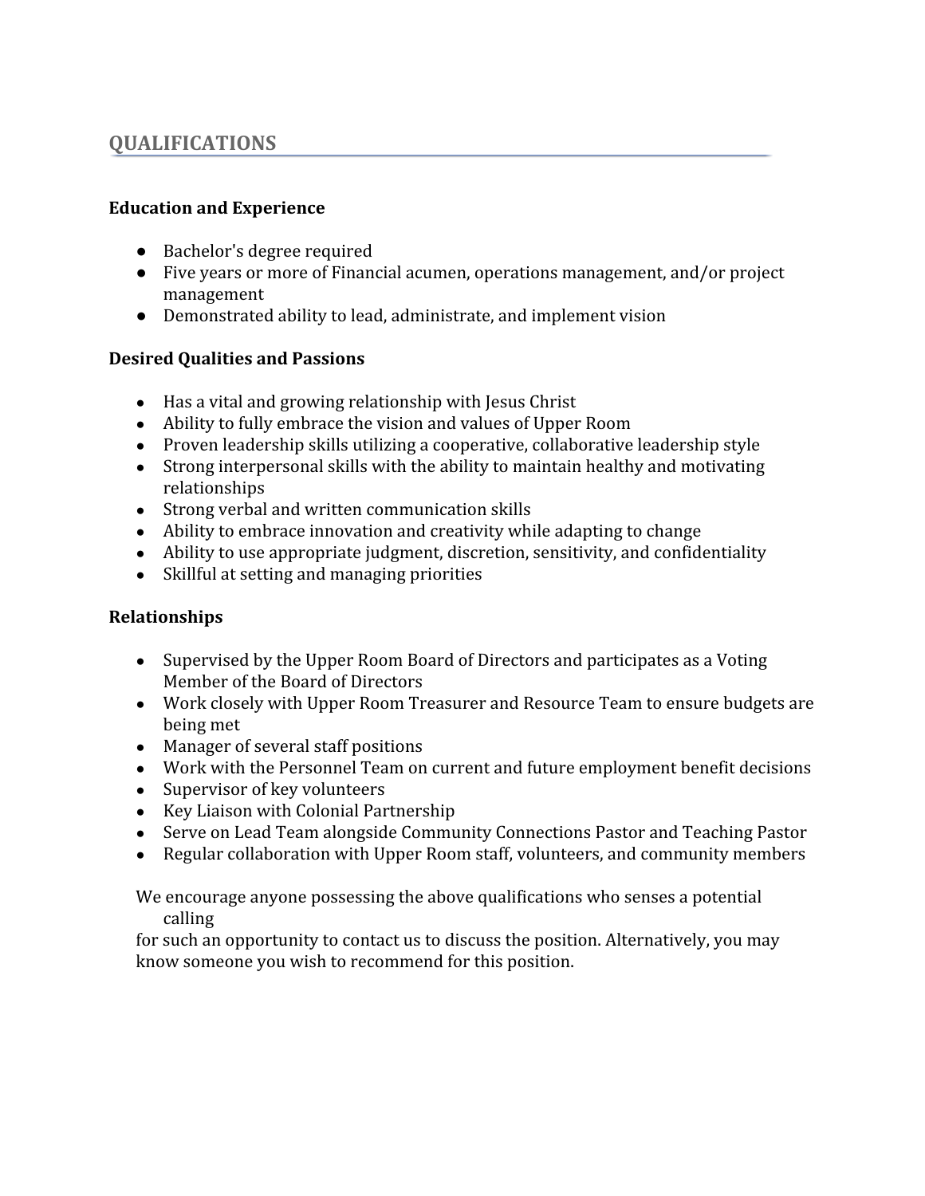## QUALIFICATIONS

### Education and Experience

- Bachelor's degree required
- Five years or more of Financial acumen, operations management, and/or project management
- Demonstrated ability to lead, administrate, and implement vision

### Desired Qualities and Passions

- Has a vital and growing relationship with Jesus Christ
- Ability to fully embrace the vision and values of Upper Room
- Proven leadership skills utilizing a cooperative, collaborative leadership style
- Strong interpersonal skills with the ability to maintain healthy and motivating relationships
- Strong verbal and written communication skills
- Ability to embrace innovation and creativity while adapting to change
- Ability to use appropriate judgment, discretion, sensitivity, and confidentiality
- Skillful at setting and managing priorities

### Relationships

- Supervised by the Upper Room Board of Directors and participates as a Voting Member of the Board of Directors
- Work closely with Upper Room Treasurer and Resource Team to ensure budgets are being met
- Manager of several staff positions
- Work with the Personnel Team on current and future employment benefit decisions
- Supervisor of key volunteers
- Key Liaison with Colonial Partnership
- Serve on Lead Team alongside Community Connections Pastor and Teaching Pastor
- Regular collaboration with Upper Room staff, volunteers, and community members

We encourage anyone possessing the above qualifications who senses a potential calling for such an opportunity to contact us to discuss the position. Alternatively, you may know someone you wish to recommend for this position.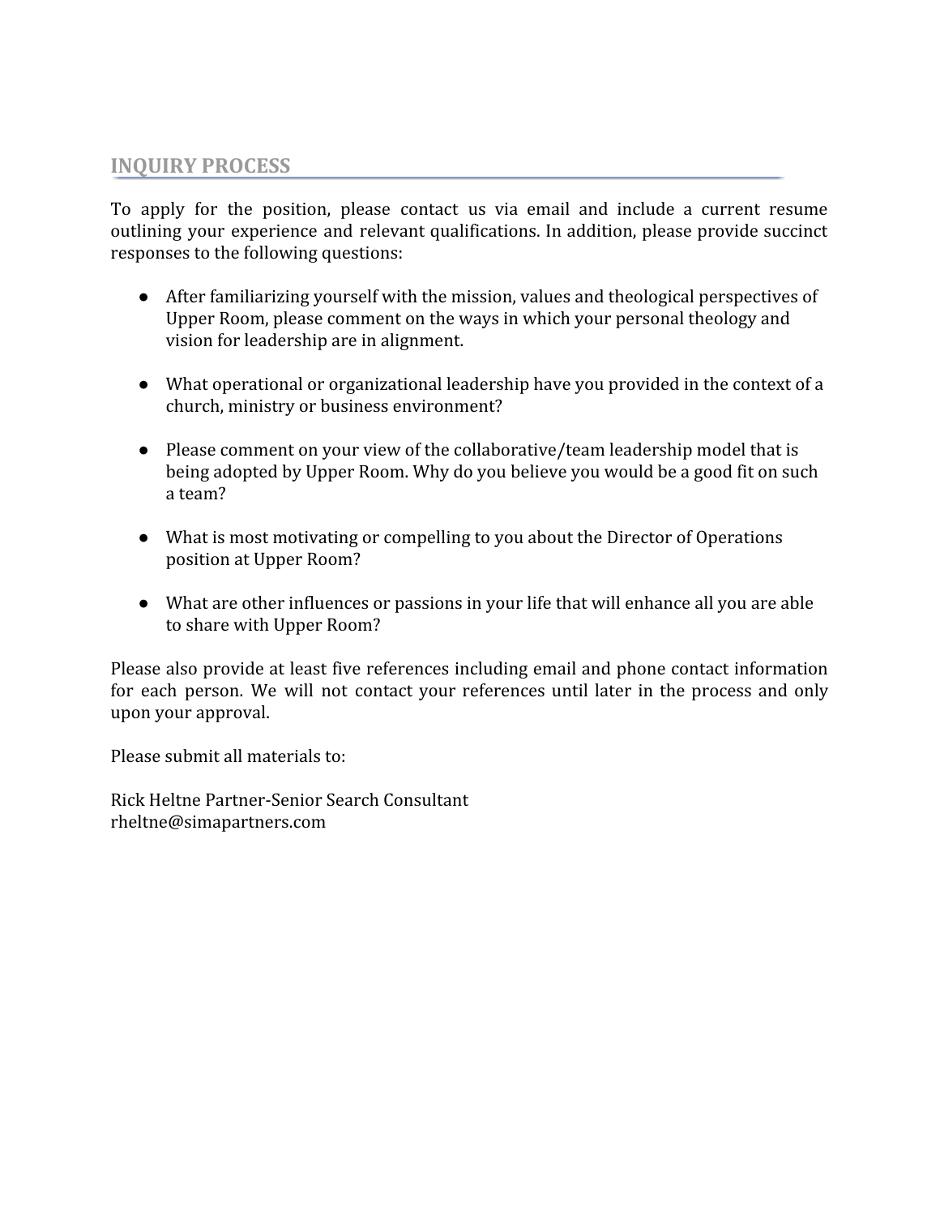## INQUIRY PROCESS

To apply for the position, please contact us via email and include a current resume outlining your experience and relevant qualifications. In addition, please provide succinct responses to the following questions:

- After familiarizing yourself with the mission, values and theological perspectives of Upper Room, please comment on the ways in which your personal theology and vision for leadership are in alignment.

- What operational or organizational leadership have you provided in the context of a church, ministry or business environment?

- Please comment on your view of the collaborative/team leadership model that is being adopted by Upper Room. Why do you believe you would be a good fit on such a team?

- What is most motivating or compelling to you about the Director of Operations position at Upper Room?

- What are other influences or passions in your life that will enhance all you are able to share with Upper Room?

Please also provide at least five references including email and phone contact information for each person. We will not contact your references until later in the process and only upon your approval.

Please submit all materials to:

Rick Heltne Partner-Senior Search Consultant
rheltne@simapartners.com